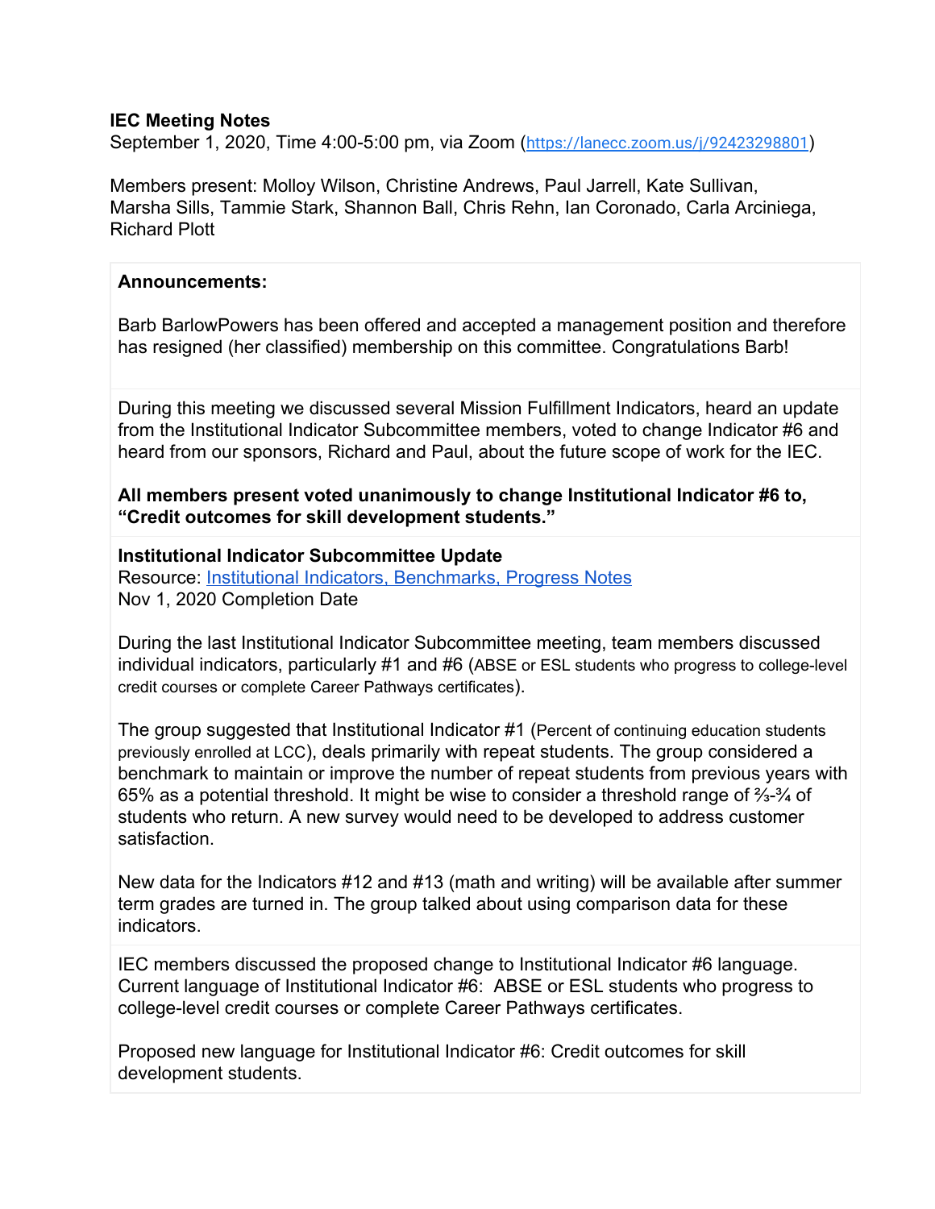**IEC Meeting Notes**
September 1, 2020, Time 4:00-5:00 pm, via Zoom (https://lanecc.zoom.us/j/92423298801)

Members present: Molloy Wilson, Christine Andrews, Paul Jarrell, Kate Sullivan, Marsha Sills, Tammie Stark, Shannon Ball, Chris Rehn, Ian Coronado, Carla Arciniega, Richard Plott

**Announcements:**

Barb BarlowPowers has been offered and accepted a management position and therefore has resigned (her classified) membership on this committee. Congratulations Barb!

During this meeting we discussed several Mission Fulfillment Indicators, heard an update from the Institutional Indicator Subcommittee members, voted to change Indicator #6 and heard from our sponsors, Richard and Paul, about the future scope of work for the IEC.

**All members present voted unanimously to change Institutional Indicator #6 to, "Credit outcomes for skill development students."**

**Institutional Indicator Subcommittee Update**
Resource: [Institutional Indicators, Benchmarks, Progress Notes]
Nov 1, 2020 Completion Date

During the last Institutional Indicator Subcommittee meeting, team members discussed individual indicators, particularly #1 and #6 (ABSE or ESL students who progress to college-level credit courses or complete Career Pathways certificates).

The group suggested that Institutional Indicator #1 (Percent of continuing education students previously enrolled at LCC), deals primarily with repeat students. The group considered a benchmark to maintain or improve the number of repeat students from previous years with 65% as a potential threshold. It might be wise to consider a threshold range of ⅔-¾ of students who return. A new survey would need to be developed to address customer satisfaction.

New data for the Indicators #12 and #13 (math and writing) will be available after summer term grades are turned in. The group talked about using comparison data for these indicators.

IEC members discussed the proposed change to Institutional Indicator #6 language. Current language of Institutional Indicator #6: ABSE or ESL students who progress to college-level credit courses or complete Career Pathways certificates.

Proposed new language for Institutional Indicator #6: Credit outcomes for skill development students.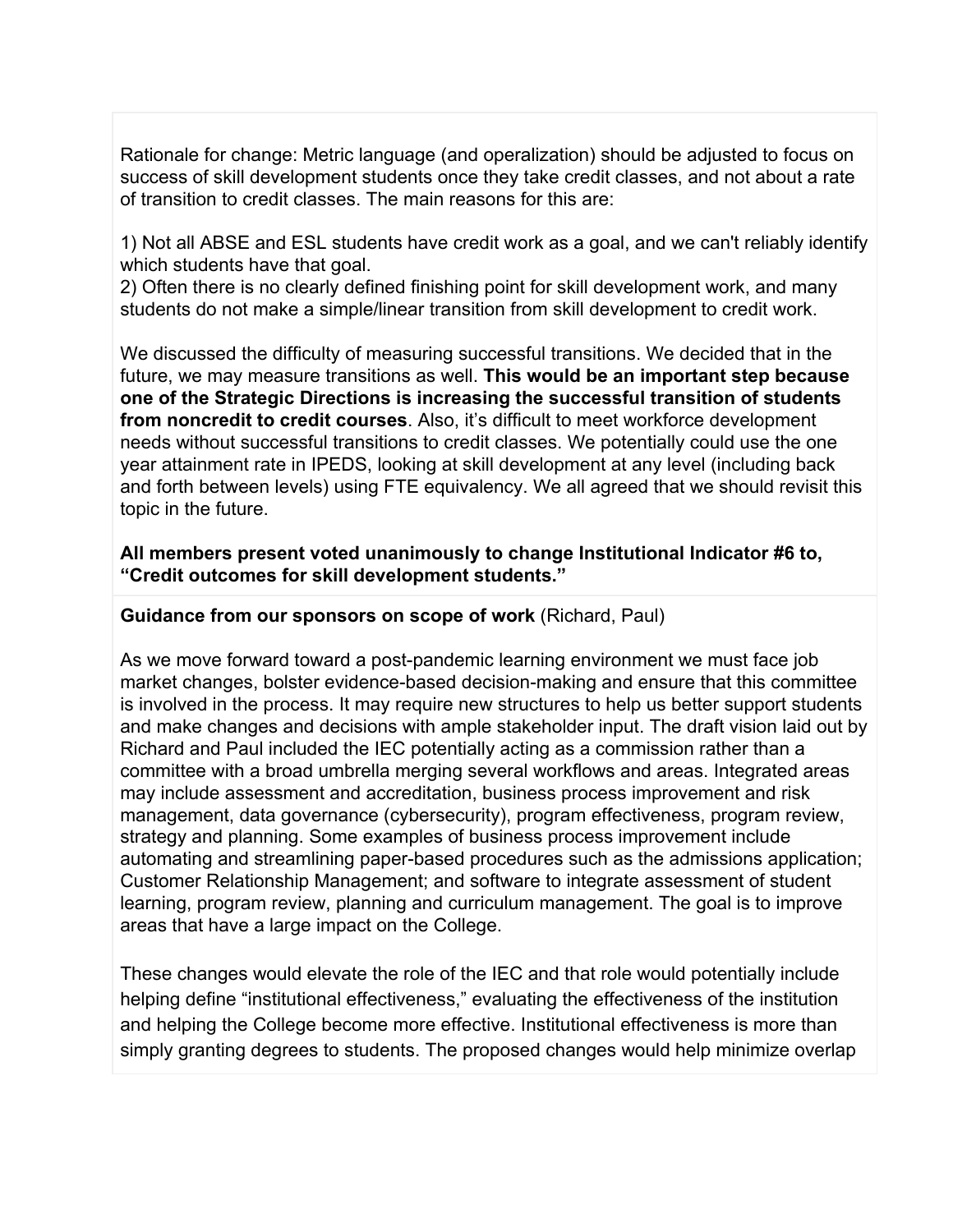Rationale for change: Metric language (and operalization) should be adjusted to focus on success of skill development students once they take credit classes, and not about a rate of transition to credit classes. The main reasons for this are:

1) Not all ABSE and ESL students have credit work as a goal, and we can't reliably identify which students have that goal.
2) Often there is no clearly defined finishing point for skill development work, and many students do not make a simple/linear transition from skill development to credit work.

We discussed the difficulty of measuring successful transitions. We decided that in the future, we may measure transitions as well. **This would be an important step because one of the Strategic Directions is increasing the successful transition of students from noncredit to credit courses**. Also, it's difficult to meet workforce development needs without successful transitions to credit classes. We potentially could use the one year attainment rate in IPEDS, looking at skill development at any level (including back and forth between levels) using FTE equivalency. We all agreed that we should revisit this topic in the future.

**All members present voted unanimously to change Institutional Indicator #6 to, "Credit outcomes for skill development students."**

**Guidance from our sponsors on scope of work** (Richard, Paul)

As we move forward toward a post-pandemic learning environment we must face job market changes, bolster evidence-based decision-making and ensure that this committee is involved in the process. It may require new structures to help us better support students and make changes and decisions with ample stakeholder input. The draft vision laid out by Richard and Paul included the IEC potentially acting as a commission rather than a committee with a broad umbrella merging several workflows and areas. Integrated areas may include assessment and accreditation, business process improvement and risk management, data governance (cybersecurity), program effectiveness, program review, strategy and planning. Some examples of business process improvement include automating and streamlining paper-based procedures such as the admissions application; Customer Relationship Management; and software to integrate assessment of student learning, program review, planning and curriculum management. The goal is to improve areas that have a large impact on the College.

These changes would elevate the role of the IEC and that role would potentially include helping define "institutional effectiveness," evaluating the effectiveness of the institution and helping the College become more effective. Institutional effectiveness is more than simply granting degrees to students. The proposed changes would help minimize overlap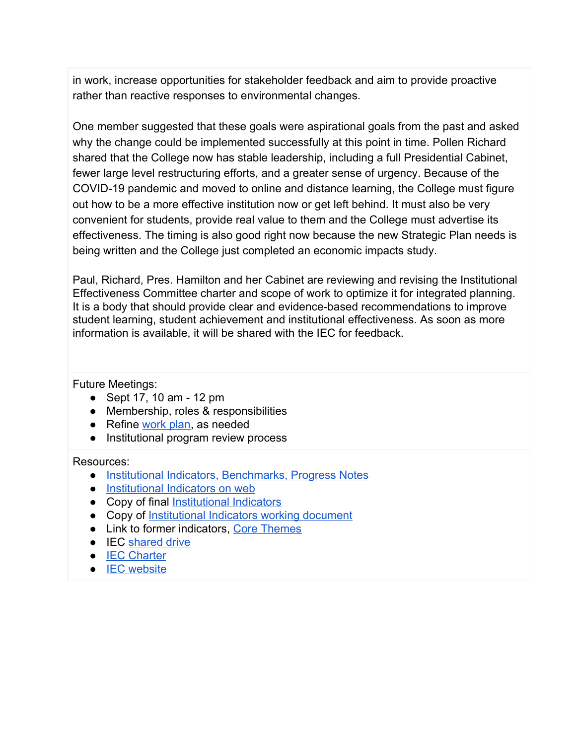in work, increase opportunities for stakeholder feedback and aim to provide proactive rather than reactive responses to environmental changes.

One member suggested that these goals were aspirational goals from the past and asked why the change could be implemented successfully at this point in time. Pollen Richard shared that the College now has stable leadership, including a full Presidential Cabinet, fewer large level restructuring efforts, and a greater sense of urgency. Because of the COVID-19 pandemic and moved to online and distance learning, the College must figure out how to be a more effective institution now or get left behind. It must also be very convenient for students, provide real value to them and the College must advertise its effectiveness. The timing is also good right now because the new Strategic Plan needs is being written and the College just completed an economic impacts study.

Paul, Richard, Pres. Hamilton and her Cabinet are reviewing and revising the Institutional Effectiveness Committee charter and scope of work to optimize it for integrated planning. It is a body that should provide clear and evidence-based recommendations to improve student learning, student achievement and institutional effectiveness. As soon as more information is available, it will be shared with the IEC for feedback.

Future Meetings:

- Sept 17, 10 am - 12 pm
- Membership, roles & responsibilities
- Refine work plan, as needed
- Institutional program review process

Resources:

- Institutional Indicators, Benchmarks, Progress Notes
- Institutional Indicators on web
- Copy of final Institutional Indicators
- Copy of Institutional Indicators working document
- Link to former indicators, Core Themes
- IEC shared drive
- IEC Charter
- IEC website